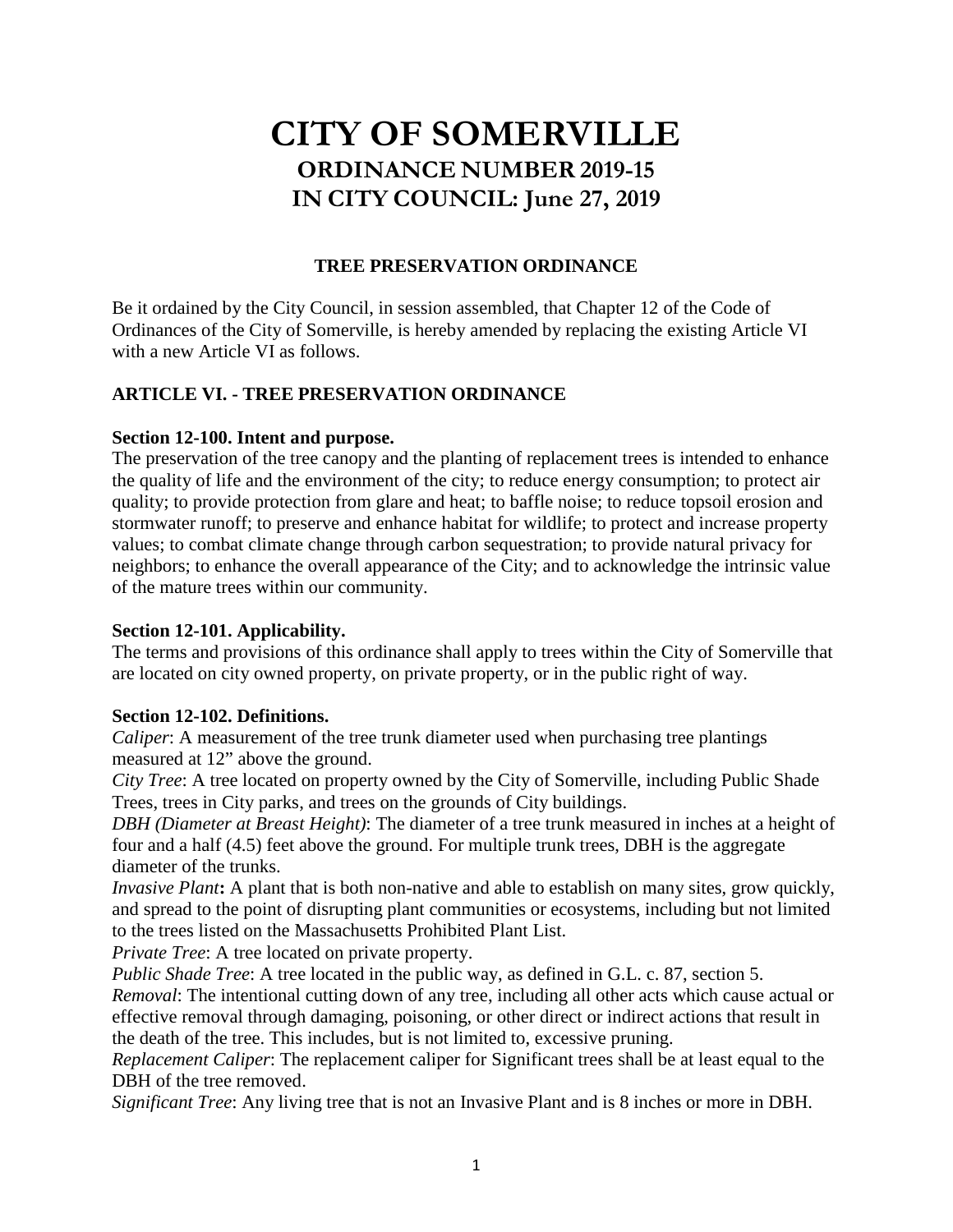# CITY OF SOMERVILLE
## ORDINANCE NUMBER 2019-15
## IN CITY COUNCIL: June 27, 2019

### TREE PRESERVATION ORDINANCE

Be it ordained by the City Council, in session assembled, that Chapter 12 of the Code of Ordinances of the City of Somerville, is hereby amended by replacing the existing Article VI with a new Article VI as follows.

### ARTICLE VI. - TREE PRESERVATION ORDINANCE

**Section 12-100. Intent and purpose.**
The preservation of the tree canopy and the planting of replacement trees is intended to enhance the quality of life and the environment of the city; to reduce energy consumption; to protect air quality; to provide protection from glare and heat; to baffle noise; to reduce topsoil erosion and stormwater runoff; to preserve and enhance habitat for wildlife; to protect and increase property values; to combat climate change through carbon sequestration; to provide natural privacy for neighbors; to enhance the overall appearance of the City; and to acknowledge the intrinsic value of the mature trees within our community.

**Section 12-101. Applicability.**
The terms and provisions of this ordinance shall apply to trees within the City of Somerville that are located on city owned property, on private property, or in the public right of way.

**Section 12-102. Definitions.**
*Caliper*: A measurement of the tree trunk diameter used when purchasing tree plantings measured at 12" above the ground.
*City Tree*: A tree located on property owned by the City of Somerville, including Public Shade Trees, trees in City parks, and trees on the grounds of City buildings.
*DBH (Diameter at Breast Height)*: The diameter of a tree trunk measured in inches at a height of four and a half (4.5) feet above the ground. For multiple trunk trees, DBH is the aggregate diameter of the trunks.
*Invasive Plant***:** A plant that is both non-native and able to establish on many sites, grow quickly, and spread to the point of disrupting plant communities or ecosystems, including but not limited to the trees listed on the Massachusetts Prohibited Plant List.
*Private Tree*: A tree located on private property.
*Public Shade Tree*: A tree located in the public way, as defined in G.L. c. 87, section 5.
*Removal*: The intentional cutting down of any tree, including all other acts which cause actual or effective removal through damaging, poisoning, or other direct or indirect actions that result in the death of the tree. This includes, but is not limited to, excessive pruning.
*Replacement Caliper*: The replacement caliper for Significant trees shall be at least equal to the DBH of the tree removed.
*Significant Tree*: Any living tree that is not an Invasive Plant and is 8 inches or more in DBH.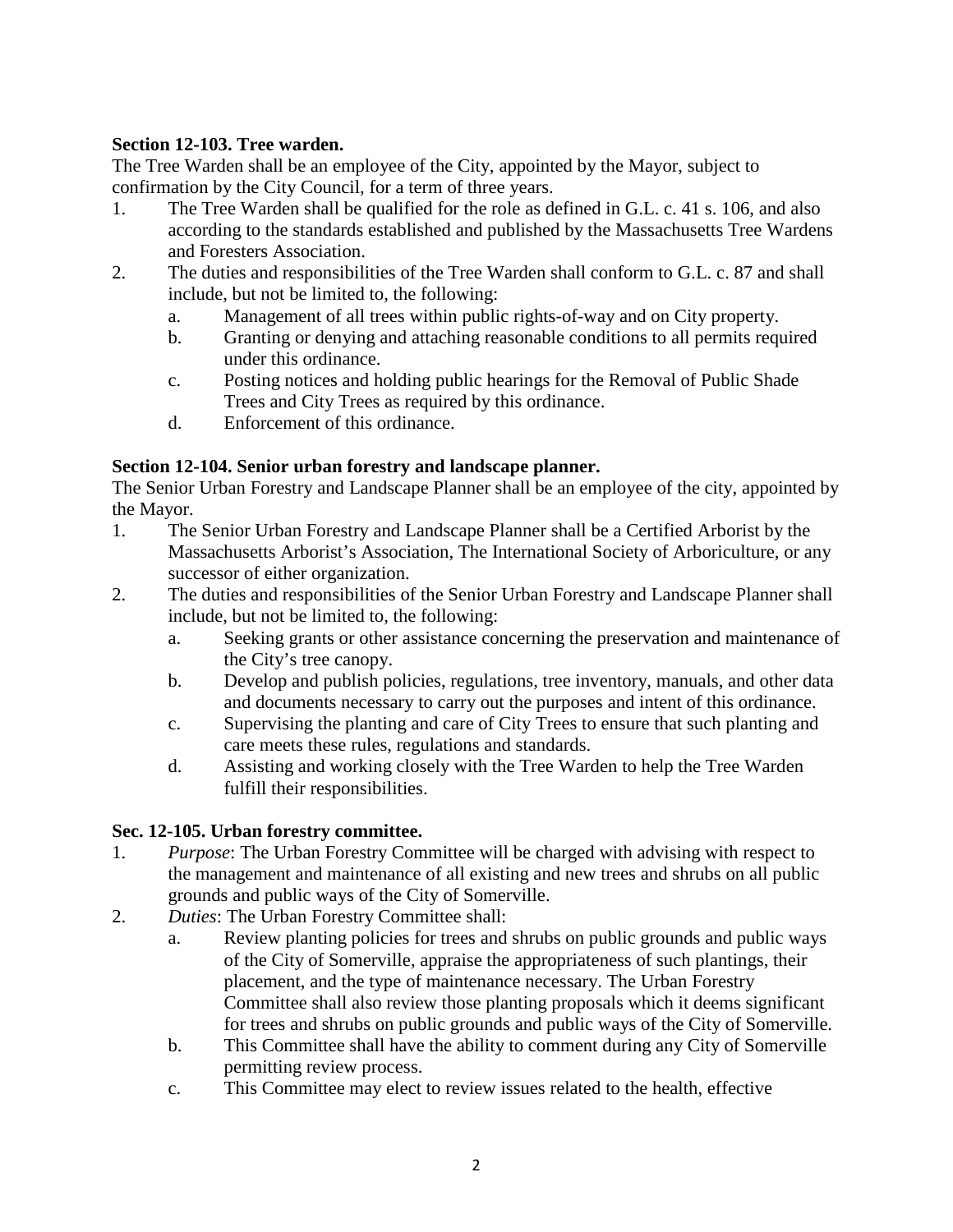**Section 12-103. Tree warden.**

The Tree Warden shall be an employee of the City, appointed by the Mayor, subject to confirmation by the City Council, for a term of three years.

1. The Tree Warden shall be qualified for the role as defined in G.L. c. 41 s. 106, and also according to the standards established and published by the Massachusetts Tree Wardens and Foresters Association.
2. The duties and responsibilities of the Tree Warden shall conform to G.L. c. 87 and shall include, but not be limited to, the following:
    a. Management of all trees within public rights-of-way and on City property.
    b. Granting or denying and attaching reasonable conditions to all permits required under this ordinance.
    c. Posting notices and holding public hearings for the Removal of Public Shade Trees and City Trees as required by this ordinance.
    d. Enforcement of this ordinance.

**Section 12-104. Senior urban forestry and landscape planner.**

The Senior Urban Forestry and Landscape Planner shall be an employee of the city, appointed by the Mayor.

1. The Senior Urban Forestry and Landscape Planner shall be a Certified Arborist by the Massachusetts Arborist's Association, The International Society of Arboriculture, or any successor of either organization.
2. The duties and responsibilities of the Senior Urban Forestry and Landscape Planner shall include, but not be limited to, the following:
    a. Seeking grants or other assistance concerning the preservation and maintenance of the City's tree canopy.
    b. Develop and publish policies, regulations, tree inventory, manuals, and other data and documents necessary to carry out the purposes and intent of this ordinance.
    c. Supervising the planting and care of City Trees to ensure that such planting and care meets these rules, regulations and standards.
    d. Assisting and working closely with the Tree Warden to help the Tree Warden fulfill their responsibilities.

**Sec. 12-105. Urban forestry committee.**

1. *Purpose*: The Urban Forestry Committee will be charged with advising with respect to the management and maintenance of all existing and new trees and shrubs on all public grounds and public ways of the City of Somerville.
2. *Duties*: The Urban Forestry Committee shall:
    a. Review planting policies for trees and shrubs on public grounds and public ways of the City of Somerville, appraise the appropriateness of such plantings, their placement, and the type of maintenance necessary. The Urban Forestry Committee shall also review those planting proposals which it deems significant for trees and shrubs on public grounds and public ways of the City of Somerville.
    b. This Committee shall have the ability to comment during any City of Somerville permitting review process.
    c. This Committee may elect to review issues related to the health, effective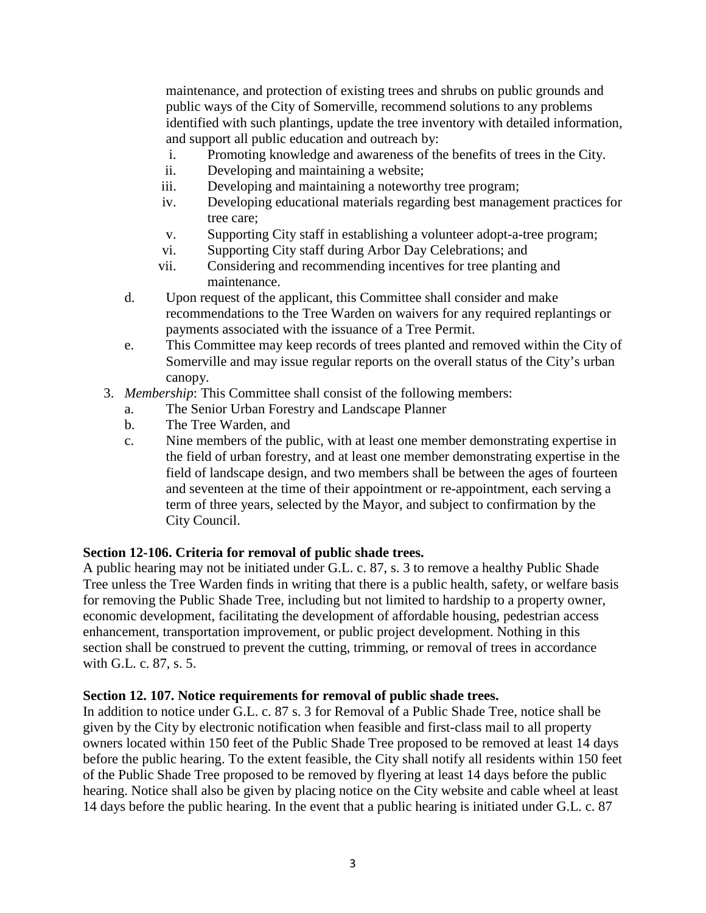maintenance, and protection of existing trees and shrubs on public grounds and public ways of the City of Somerville, recommend solutions to any problems identified with such plantings, update the tree inventory with detailed information, and support all public education and outreach by:

   i. Promoting knowledge and awareness of the benefits of trees in the City.
   ii. Developing and maintaining a website;
   iii. Developing and maintaining a noteworthy tree program;
   iv. Developing educational materials regarding best management practices for tree care;
   v. Supporting City staff in establishing a volunteer adopt-a-tree program;
   vi. Supporting City staff during Arbor Day Celebrations; and
   vii. Considering and recommending incentives for tree planting and maintenance.

   d. Upon request of the applicant, this Committee shall consider and make recommendations to the Tree Warden on waivers for any required replantings or payments associated with the issuance of a Tree Permit.
   e. This Committee may keep records of trees planted and removed within the City of Somerville and may issue regular reports on the overall status of the City's urban canopy.

3. *Membership*: This Committee shall consist of the following members:
   a. The Senior Urban Forestry and Landscape Planner
   b. The Tree Warden, and
   c. Nine members of the public, with at least one member demonstrating expertise in the field of urban forestry, and at least one member demonstrating expertise in the field of landscape design, and two members shall be between the ages of fourteen and seventeen at the time of their appointment or re-appointment, each serving a term of three years, selected by the Mayor, and subject to confirmation by the City Council.

**Section 12-106. Criteria for removal of public shade trees.**

A public hearing may not be initiated under G.L. c. 87, s. 3 to remove a healthy Public Shade Tree unless the Tree Warden finds in writing that there is a public health, safety, or welfare basis for removing the Public Shade Tree, including but not limited to hardship to a property owner, economic development, facilitating the development of affordable housing, pedestrian access enhancement, transportation improvement, or public project development. Nothing in this section shall be construed to prevent the cutting, trimming, or removal of trees in accordance with G.L. c. 87, s. 5.

**Section 12. 107. Notice requirements for removal of public shade trees.**

In addition to notice under G.L. c. 87 s. 3 for Removal of a Public Shade Tree, notice shall be given by the City by electronic notification when feasible and first-class mail to all property owners located within 150 feet of the Public Shade Tree proposed to be removed at least 14 days before the public hearing. To the extent feasible, the City shall notify all residents within 150 feet of the Public Shade Tree proposed to be removed by flyering at least 14 days before the public hearing. Notice shall also be given by placing notice on the City website and cable wheel at least 14 days before the public hearing. In the event that a public hearing is initiated under G.L. c. 87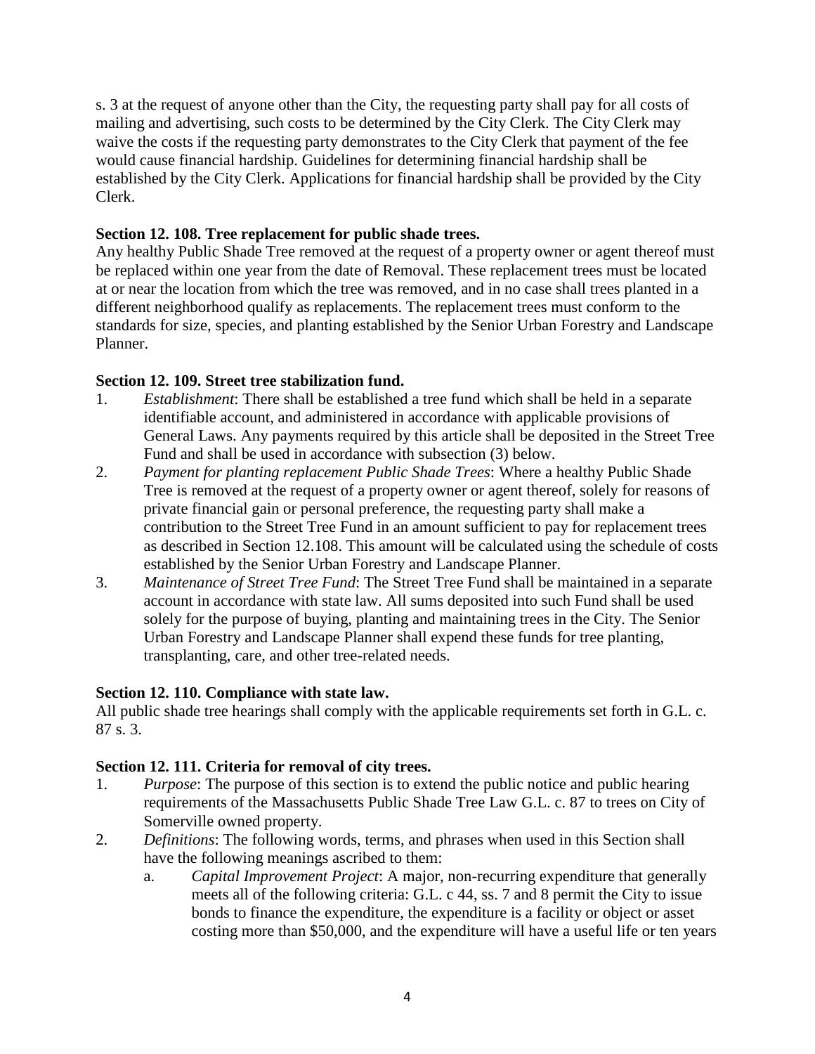s. 3 at the request of anyone other than the City, the requesting party shall pay for all costs of mailing and advertising, such costs to be determined by the City Clerk. The City Clerk may waive the costs if the requesting party demonstrates to the City Clerk that payment of the fee would cause financial hardship. Guidelines for determining financial hardship shall be established by the City Clerk. Applications for financial hardship shall be provided by the City Clerk.

**Section 12. 108. Tree replacement for public shade trees.**
Any healthy Public Shade Tree removed at the request of a property owner or agent thereof must be replaced within one year from the date of Removal. These replacement trees must be located at or near the location from which the tree was removed, and in no case shall trees planted in a different neighborhood qualify as replacements. The replacement trees must conform to the standards for size, species, and planting established by the Senior Urban Forestry and Landscape Planner.

**Section 12. 109. Street tree stabilization fund.**

1. *Establishment*: There shall be established a tree fund which shall be held in a separate identifiable account, and administered in accordance with applicable provisions of General Laws. Any payments required by this article shall be deposited in the Street Tree Fund and shall be used in accordance with subsection (3) below.
2. *Payment for planting replacement Public Shade Trees*: Where a healthy Public Shade Tree is removed at the request of a property owner or agent thereof, solely for reasons of private financial gain or personal preference, the requesting party shall make a contribution to the Street Tree Fund in an amount sufficient to pay for replacement trees as described in Section 12.108. This amount will be calculated using the schedule of costs established by the Senior Urban Forestry and Landscape Planner.
3. *Maintenance of Street Tree Fund*: The Street Tree Fund shall be maintained in a separate account in accordance with state law. All sums deposited into such Fund shall be used solely for the purpose of buying, planting and maintaining trees in the City. The Senior Urban Forestry and Landscape Planner shall expend these funds for tree planting, transplanting, care, and other tree-related needs.

**Section 12. 110. Compliance with state law.**
All public shade tree hearings shall comply with the applicable requirements set forth in G.L. c. 87 s. 3.

**Section 12. 111. Criteria for removal of city trees.**

1. *Purpose*: The purpose of this section is to extend the public notice and public hearing requirements of the Massachusetts Public Shade Tree Law G.L. c. 87 to trees on City of Somerville owned property.
2. *Definitions*: The following words, terms, and phrases when used in this Section shall have the following meanings ascribed to them:
   a. *Capital Improvement Project*: A major, non-recurring expenditure that generally meets all of the following criteria: G.L. c 44, ss. 7 and 8 permit the City to issue bonds to finance the expenditure, the expenditure is a facility or object or asset costing more than $50,000, and the expenditure will have a useful life or ten years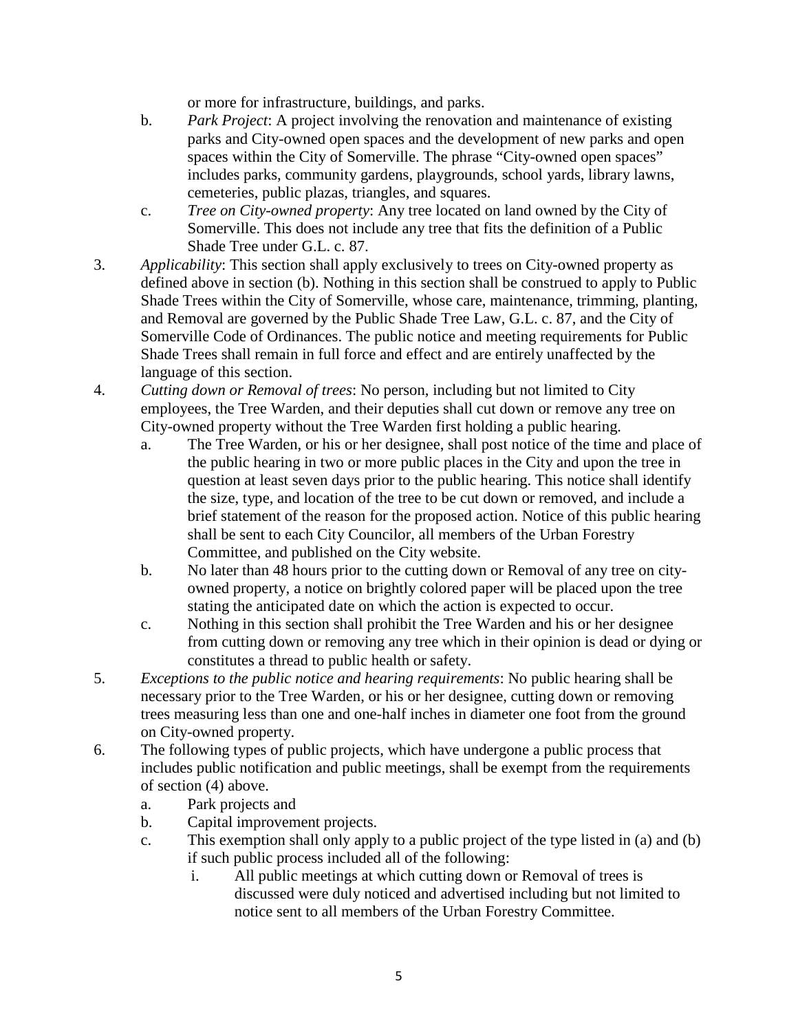or more for infrastructure, buildings, and parks.

   b. *Park Project*: A project involving the renovation and maintenance of existing parks and City-owned open spaces and the development of new parks and open spaces within the City of Somerville. The phrase "City-owned open spaces" includes parks, community gardens, playgrounds, school yards, library lawns, cemeteries, public plazas, triangles, and squares.
   c. *Tree on City-owned property*: Any tree located on land owned by the City of Somerville. This does not include any tree that fits the definition of a Public Shade Tree under G.L. c. 87.

3. *Applicability*: This section shall apply exclusively to trees on City-owned property as defined above in section (b). Nothing in this section shall be construed to apply to Public Shade Trees within the City of Somerville, whose care, maintenance, trimming, planting, and Removal are governed by the Public Shade Tree Law, G.L. c. 87, and the City of Somerville Code of Ordinances. The public notice and meeting requirements for Public Shade Trees shall remain in full force and effect and are entirely unaffected by the language of this section.
4. *Cutting down or Removal of trees*: No person, including but not limited to City employees, the Tree Warden, and their deputies shall cut down or remove any tree on City-owned property without the Tree Warden first holding a public hearing.
   a. The Tree Warden, or his or her designee, shall post notice of the time and place of the public hearing in two or more public places in the City and upon the tree in question at least seven days prior to the public hearing. This notice shall identify the size, type, and location of the tree to be cut down or removed, and include a brief statement of the reason for the proposed action. Notice of this public hearing shall be sent to each City Councilor, all members of the Urban Forestry Committee, and published on the City website.
   b. No later than 48 hours prior to the cutting down or Removal of any tree on city-owned property, a notice on brightly colored paper will be placed upon the tree stating the anticipated date on which the action is expected to occur.
   c. Nothing in this section shall prohibit the Tree Warden and his or her designee from cutting down or removing any tree which in their opinion is dead or dying or constitutes a thread to public health or safety.
5. *Exceptions to the public notice and hearing requirements*: No public hearing shall be necessary prior to the Tree Warden, or his or her designee, cutting down or removing trees measuring less than one and one-half inches in diameter one foot from the ground on City-owned property.
6. The following types of public projects, which have undergone a public process that includes public notification and public meetings, shall be exempt from the requirements of section (4) above.
   a. Park projects and
   b. Capital improvement projects.
   c. This exemption shall only apply to a public project of the type listed in (a) and (b) if such public process included all of the following:
      i. All public meetings at which cutting down or Removal of trees is discussed were duly noticed and advertised including but not limited to notice sent to all members of the Urban Forestry Committee.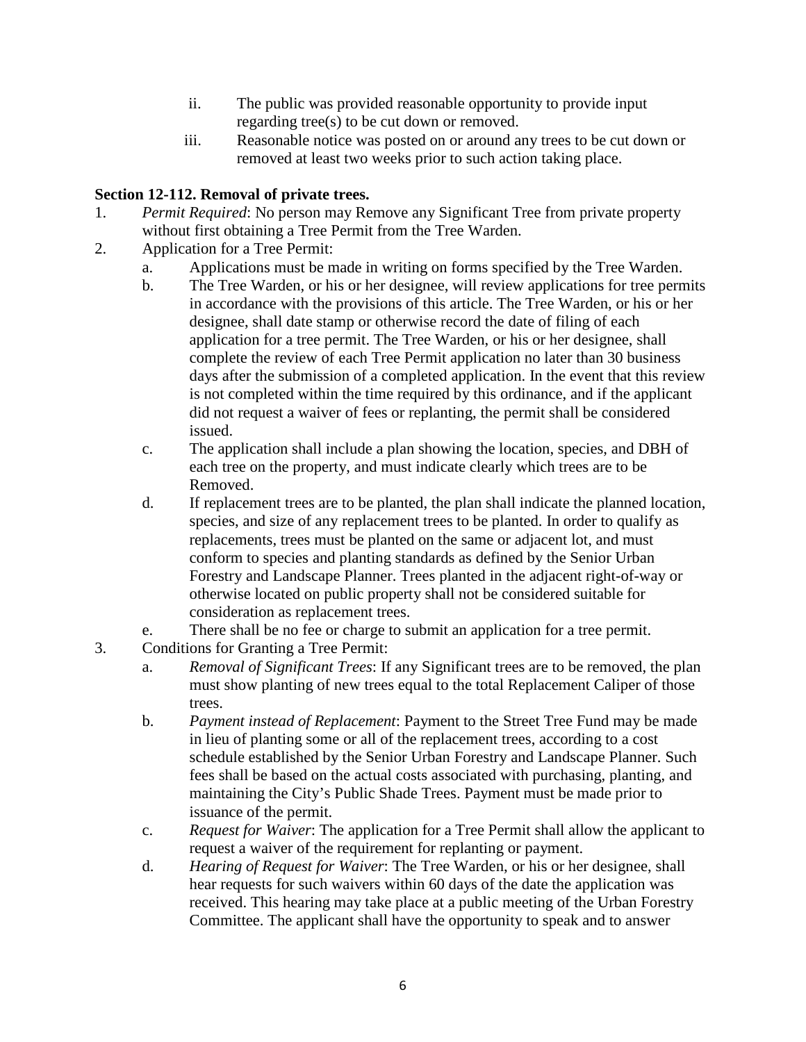ii. The public was provided reasonable opportunity to provide input regarding tree(s) to be cut down or removed.

iii. Reasonable notice was posted on or around any trees to be cut down or removed at least two weeks prior to such action taking place.

**Section 12-112. Removal of private trees.**

1. *Permit Required*: No person may Remove any Significant Tree from private property without first obtaining a Tree Permit from the Tree Warden.
2. Application for a Tree Permit:
   a. Applications must be made in writing on forms specified by the Tree Warden.
   b. The Tree Warden, or his or her designee, will review applications for tree permits in accordance with the provisions of this article. The Tree Warden, or his or her designee, shall date stamp or otherwise record the date of filing of each application for a tree permit. The Tree Warden, or his or her designee, shall complete the review of each Tree Permit application no later than 30 business days after the submission of a completed application. In the event that this review is not completed within the time required by this ordinance, and if the applicant did not request a waiver of fees or replanting, the permit shall be considered issued.
   c. The application shall include a plan showing the location, species, and DBH of each tree on the property, and must indicate clearly which trees are to be Removed.
   d. If replacement trees are to be planted, the plan shall indicate the planned location, species, and size of any replacement trees to be planted. In order to qualify as replacements, trees must be planted on the same or adjacent lot, and must conform to species and planting standards as defined by the Senior Urban Forestry and Landscape Planner. Trees planted in the adjacent right-of-way or otherwise located on public property shall not be considered suitable for consideration as replacement trees.
   e. There shall be no fee or charge to submit an application for a tree permit.
3. Conditions for Granting a Tree Permit:
   a. *Removal of Significant Trees*: If any Significant trees are to be removed, the plan must show planting of new trees equal to the total Replacement Caliper of those trees.
   b. *Payment instead of Replacement*: Payment to the Street Tree Fund may be made in lieu of planting some or all of the replacement trees, according to a cost schedule established by the Senior Urban Forestry and Landscape Planner. Such fees shall be based on the actual costs associated with purchasing, planting, and maintaining the City's Public Shade Trees. Payment must be made prior to issuance of the permit.
   c. *Request for Waiver*: The application for a Tree Permit shall allow the applicant to request a waiver of the requirement for replanting or payment.
   d. *Hearing of Request for Waiver*: The Tree Warden, or his or her designee, shall hear requests for such waivers within 60 days of the date the application was received. This hearing may take place at a public meeting of the Urban Forestry Committee. The applicant shall have the opportunity to speak and to answer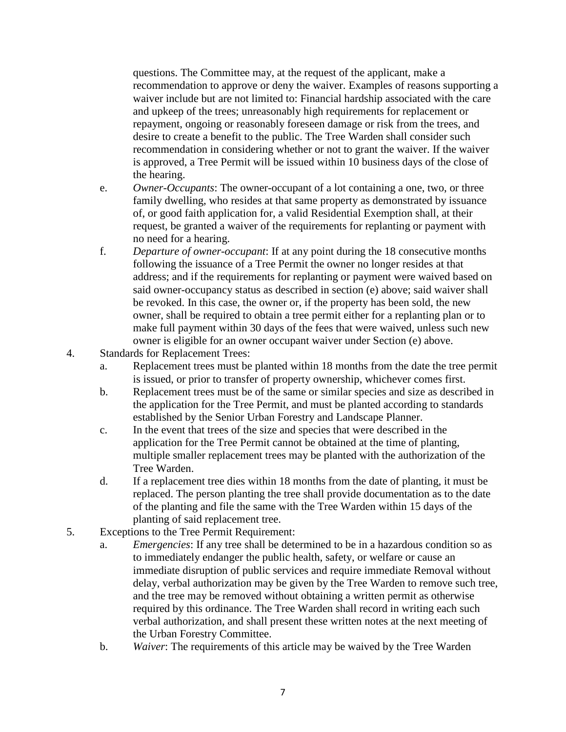questions. The Committee may, at the request of the applicant, make a recommendation to approve or deny the waiver. Examples of reasons supporting a waiver include but are not limited to: Financial hardship associated with the care and upkeep of the trees; unreasonably high requirements for replacement or repayment, ongoing or reasonably foreseen damage or risk from the trees, and desire to create a benefit to the public. The Tree Warden shall consider such recommendation in considering whether or not to grant the waiver. If the waiver is approved, a Tree Permit will be issued within 10 business days of the close of the hearing.

   e. *Owner-Occupants*: The owner-occupant of a lot containing a one, two, or three family dwelling, who resides at that same property as demonstrated by issuance of, or good faith application for, a valid Residential Exemption shall, at their request, be granted a waiver of the requirements for replanting or payment with no need for a hearing.
   f. *Departure of owner-occupant*: If at any point during the 18 consecutive months following the issuance of a Tree Permit the owner no longer resides at that address; and if the requirements for replanting or payment were waived based on said owner-occupancy status as described in section (e) above; said waiver shall be revoked. In this case, the owner or, if the property has been sold, the new owner, shall be required to obtain a tree permit either for a replanting plan or to make full payment within 30 days of the fees that were waived, unless such new owner is eligible for an owner occupant waiver under Section (e) above.

4. Standards for Replacement Trees:
   a. Replacement trees must be planted within 18 months from the date the tree permit is issued, or prior to transfer of property ownership, whichever comes first.
   b. Replacement trees must be of the same or similar species and size as described in the application for the Tree Permit, and must be planted according to standards established by the Senior Urban Forestry and Landscape Planner.
   c. In the event that trees of the size and species that were described in the application for the Tree Permit cannot be obtained at the time of planting, multiple smaller replacement trees may be planted with the authorization of the Tree Warden.
   d. If a replacement tree dies within 18 months from the date of planting, it must be replaced. The person planting the tree shall provide documentation as to the date of the planting and file the same with the Tree Warden within 15 days of the planting of said replacement tree.

5. Exceptions to the Tree Permit Requirement:
   a. *Emergencies*: If any tree shall be determined to be in a hazardous condition so as to immediately endanger the public health, safety, or welfare or cause an immediate disruption of public services and require immediate Removal without delay, verbal authorization may be given by the Tree Warden to remove such tree, and the tree may be removed without obtaining a written permit as otherwise required by this ordinance. The Tree Warden shall record in writing each such verbal authorization, and shall present these written notes at the next meeting of the Urban Forestry Committee.
   b. *Waiver*: The requirements of this article may be waived by the Tree Warden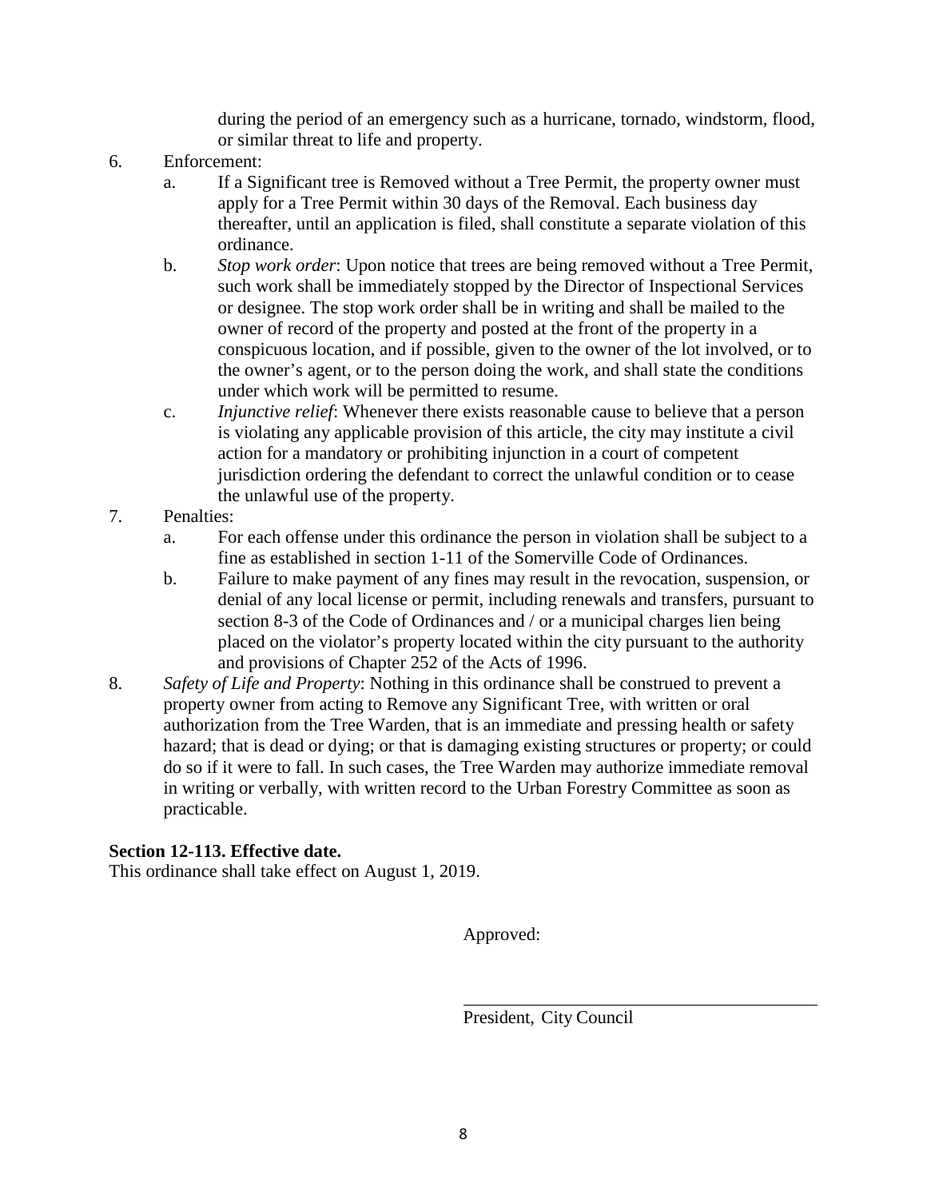during the period of an emergency such as a hurricane, tornado, windstorm, flood, or similar threat to life and property.

6. Enforcement:
   a. If a Significant tree is Removed without a Tree Permit, the property owner must apply for a Tree Permit within 30 days of the Removal. Each business day thereafter, until an application is filed, shall constitute a separate violation of this ordinance.
   b. *Stop work order*: Upon notice that trees are being removed without a Tree Permit, such work shall be immediately stopped by the Director of Inspectional Services or designee. The stop work order shall be in writing and shall be mailed to the owner of record of the property and posted at the front of the property in a conspicuous location, and if possible, given to the owner of the lot involved, or to the owner's agent, or to the person doing the work, and shall state the conditions under which work will be permitted to resume.
   c. *Injunctive relief*: Whenever there exists reasonable cause to believe that a person is violating any applicable provision of this article, the city may institute a civil action for a mandatory or prohibiting injunction in a court of competent jurisdiction ordering the defendant to correct the unlawful condition or to cease the unlawful use of the property.
7. Penalties:
   a. For each offense under this ordinance the person in violation shall be subject to a fine as established in section 1-11 of the Somerville Code of Ordinances.
   b. Failure to make payment of any fines may result in the revocation, suspension, or denial of any local license or permit, including renewals and transfers, pursuant to section 8-3 of the Code of Ordinances and / or a municipal charges lien being placed on the violator's property located within the city pursuant to the authority and provisions of Chapter 252 of the Acts of 1996.
8. *Safety of Life and Property*: Nothing in this ordinance shall be construed to prevent a property owner from acting to Remove any Significant Tree, with written or oral authorization from the Tree Warden, that is an immediate and pressing health or safety hazard; that is dead or dying; or that is damaging existing structures or property; or could do so if it were to fall. In such cases, the Tree Warden may authorize immediate removal in writing or verbally, with written record to the Urban Forestry Committee as soon as practicable.

**Section 12-113. Effective date.**

This ordinance shall take effect on August 1, 2019.

Approved:

\_\_\_\_\_\_\_\_\_\_\_\_\_\_\_\_\_\_\_\_\_\_\_\_\_\_\_\_\_\_\_\_\_\_\_\_\_\_

President, City Council